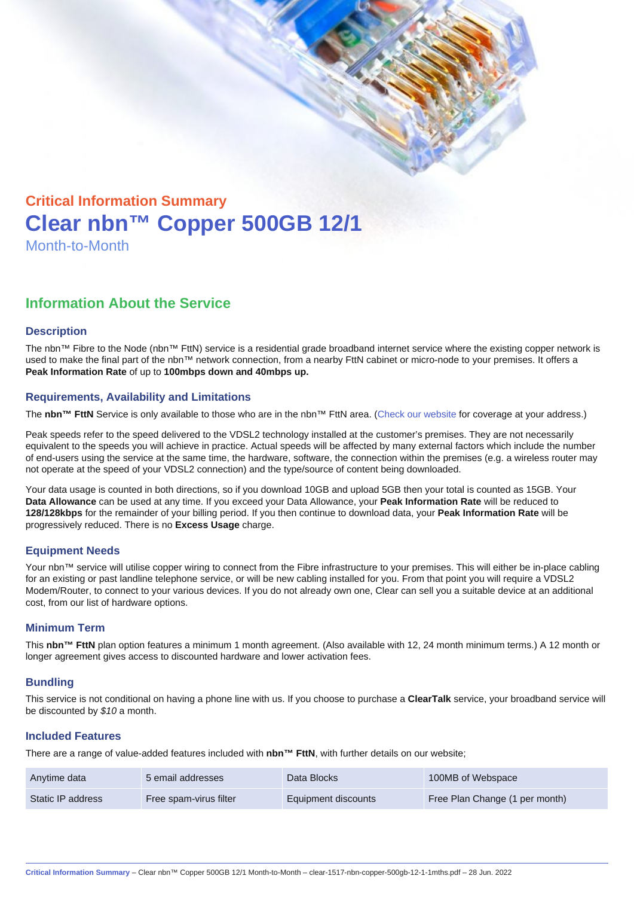Critical Information Summary

# Clear nbn™ Copper 500GB 12/1

Month-to-Month

## Information About the Service

### Description

The nbn™ Fibre to the Node (nbn™ FttN) service is a residential grade broadband internet service where the existing copper network is used to make the final part of the nbn™ network connection, from a nearby FttN cabinet or micro-node to your premises. It offers a **Peak Information Rate** of up to **100mbps down and 40mbps up.**

### Requirements, Availability and Limitations

The **nbn™ FttN** Service is only available to those who are in the nbn™ FttN area. (Check our website for coverage at your address.)

Peak speeds refer to the speed delivered to the VDSL2 technology installed at the customer's premises. They are not necessarily equivalent to the speeds you will achieve in practice. Actual speeds will be affected by many external factors which include the number of end-users using the service at the same time, the hardware, software, the connection within the premises (e.g. a wireless router may not operate at the speed of your VDSL2 connection) and the type/source of content being downloaded.

Your data usage is counted in both directions, so if you download 10GB and upload 5GB then your total is counted as 15GB. Your **Data Allowance** can be used at any time. If you exceed your Data Allowance, your **Peak Information Rate** will be reduced to **128/128kbps** for the remainder of your billing period. If you then continue to download data, your **Peak Information Rate** will be progressively reduced. There is no **Excess Usage** charge.

### Equipment Needs

Your nbn™ service will utilise copper wiring to connect from the Fibre infrastructure to your premises. This will either be in-place cabling for an existing or past landline telephone service, or will be new cabling installed for you. From that point you will require a VDSL2 Modem/Router, to connect to your various devices. If you do not already own one, Clear can sell you a suitable device at an additional cost, from our list of hardware options.

### Minimum Term

This **nbn™ FttN** plan option features a minimum 1 month agreement. (Also available with 12, 24 month minimum terms.) A 12 month or longer agreement gives access to discounted hardware and lower activation fees.

### Bundling

This service is not conditional on having a phone line with us. If you choose to purchase a **ClearTalk** service, your broadband service will be discounted by *$10* a month.

### Included Features

There are a range of value-added features included with **nbn™ FttN**, with further details on our website;

| | | | |
|---|---|---|---|
| Anytime data | 5 email addresses | Data Blocks | 100MB of Webspace |
| Static IP address | Free spam-virus filter | Equipment discounts | Free Plan Change (1 per month) |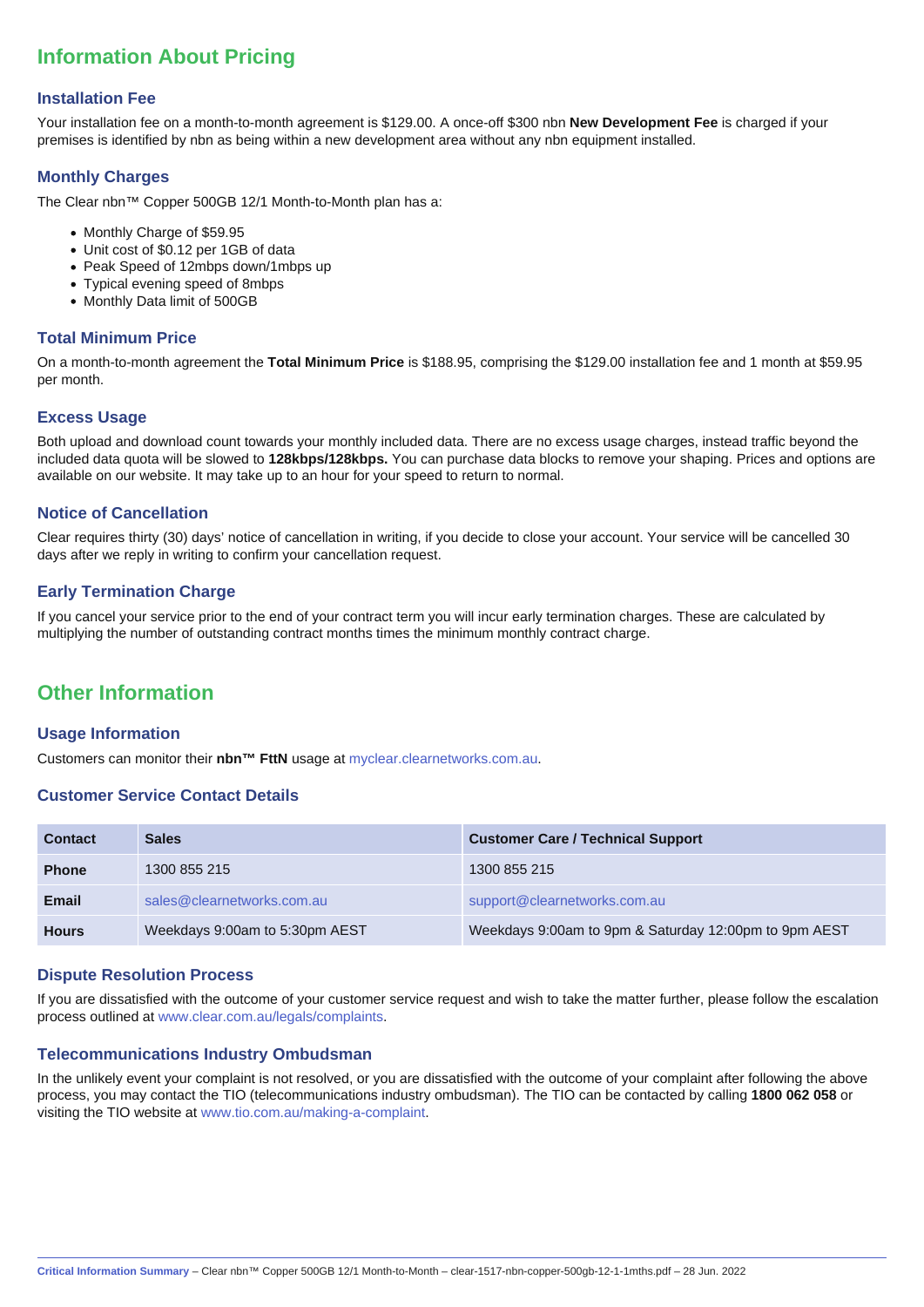# Information About Pricing

## Installation Fee

Your installation fee on a month-to-month agreement is $129.00. A once-off $300 nbn **New Development Fee** is charged if your premises is identified by nbn as being within a new development area without any nbn equipment installed.

## Monthly Charges

The Clear nbn™ Copper 500GB 12/1 Month-to-Month plan has a:

- Monthly Charge of $59.95
- Unit cost of $0.12 per 1GB of data
- Peak Speed of 12mbps down/1mbps up
- Typical evening speed of 8mbps
- Monthly Data limit of 500GB

## Total Minimum Price

On a month-to-month agreement the **Total Minimum Price** is $188.95, comprising the $129.00 installation fee and 1 month at $59.95 per month.

## Excess Usage

Both upload and download count towards your monthly included data. There are no excess usage charges, instead traffic beyond the included data quota will be slowed to **128kbps/128kbps.** You can purchase data blocks to remove your shaping. Prices and options are available on our website. It may take up to an hour for your speed to return to normal.

## Notice of Cancellation

Clear requires thirty (30) days' notice of cancellation in writing, if you decide to close your account. Your service will be cancelled 30 days after we reply in writing to confirm your cancellation request.

## Early Termination Charge

If you cancel your service prior to the end of your contract term you will incur early termination charges. These are calculated by multiplying the number of outstanding contract months times the minimum monthly contract charge.

# Other Information

## Usage Information

Customers can monitor their **nbn™ FttN** usage at myclear.clearnetworks.com.au.

## Customer Service Contact Details

| Contact | Sales | Customer Care / Technical Support |
|---|---|---|
| **Phone** | 1300 855 215 | 1300 855 215 |
| **Email** | sales@clearnetworks.com.au | support@clearnetworks.com.au |
| **Hours** | Weekdays 9:00am to 5:30pm AEST | Weekdays 9:00am to 9pm & Saturday 12:00pm to 9pm AEST |

## Dispute Resolution Process

If you are dissatisfied with the outcome of your customer service request and wish to take the matter further, please follow the escalation process outlined at www.clear.com.au/legals/complaints.

## Telecommunications Industry Ombudsman

In the unlikely event your complaint is not resolved, or you are dissatisfied with the outcome of your complaint after following the above process, you may contact the TIO (telecommunications industry ombudsman). The TIO can be contacted by calling **1800 062 058** or visiting the TIO website at www.tio.com.au/making-a-complaint.